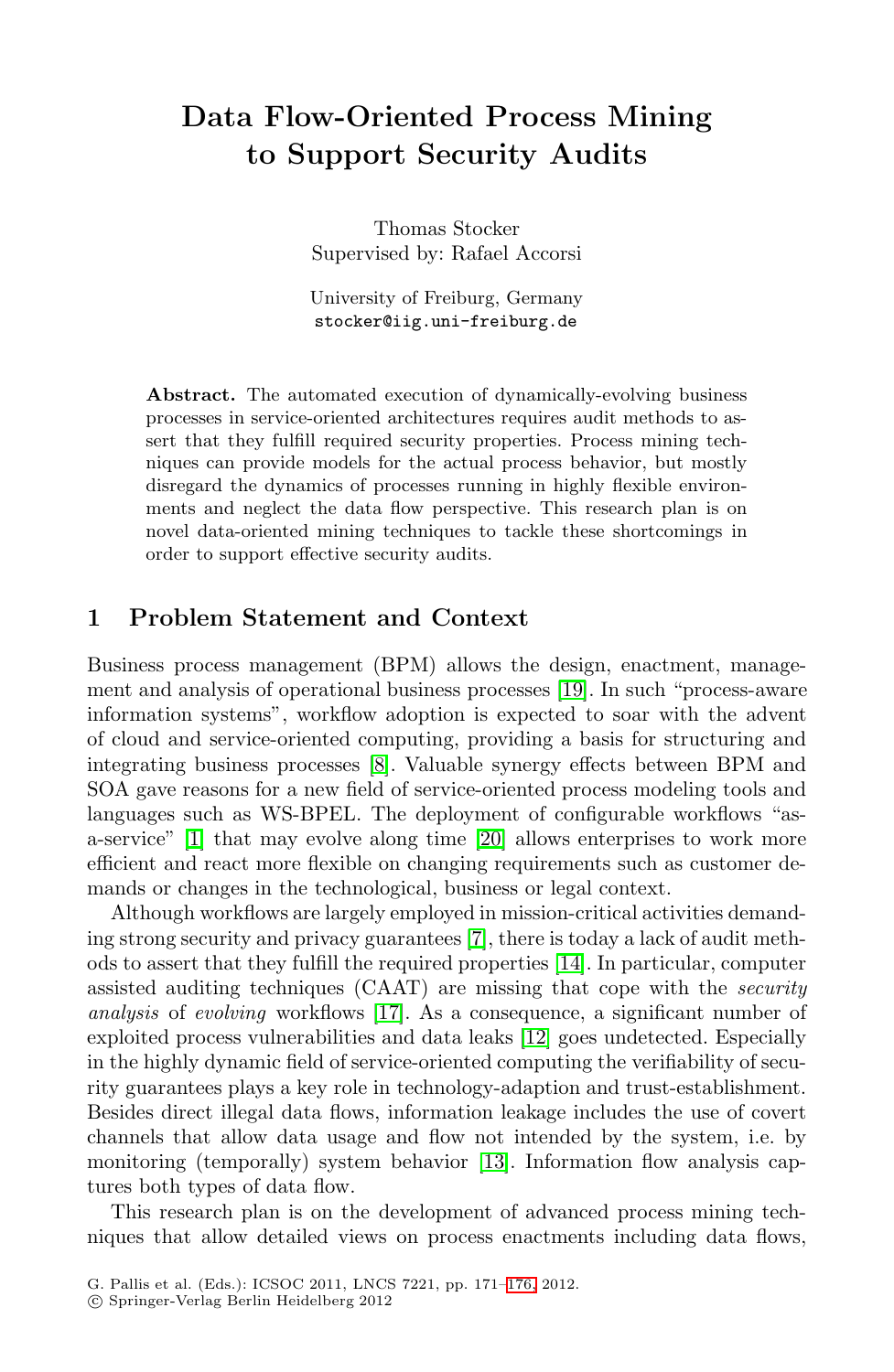# Data Flow-Oriented Process Mining to Support Security Audits

Thomas Stocker
Supervised by: Rafael Accorsi

University of Freiburg, Germany
stocker@iig.uni-freiburg.de

**Abstract.** The automated execution of dynamically-evolving business processes in service-oriented architectures requires audit methods to assert that they fulfill required security properties. Process mining techniques can provide models for the actual process behavior, but mostly disregard the dynamics of processes running in highly flexible environments and neglect the data flow perspective. This research plan is on novel data-oriented mining techniques to tackle these shortcomings in order to support effective security audits.

## 1 Problem Statement and Context

Business process management (BPM) allows the design, enactment, management and analysis of operational business processes [19]. In such "process-aware information systems", workflow adoption is expected to soar with the advent of cloud and service-oriented computing, providing a basis for structuring and integrating business processes [8]. Valuable synergy effects between BPM and SOA gave reasons for a new field of service-oriented process modeling tools and languages such as WS-BPEL. The deployment of configurable workflows "as-a-service" [1] that may evolve along time [20] allows enterprises to work more efficient and react more flexible on changing requirements such as customer demands or changes in the technological, business or legal context.

Although workflows are largely employed in mission-critical activities demanding strong security and privacy guarantees [7], there is today a lack of audit methods to assert that they fulfill the required properties [14]. In particular, computer assisted auditing techniques (CAAT) are missing that cope with the *security analysis* of *evolving* workflows [17]. As a consequence, a significant number of exploited process vulnerabilities and data leaks [12] goes undetected. Especially in the highly dynamic field of service-oriented computing the verifiability of security guarantees plays a key role in technology-adaption and trust-establishment. Besides direct illegal data flows, information leakage includes the use of covert channels that allow data usage and flow not intended by the system, i.e. by monitoring (temporally) system behavior [13]. Information flow analysis captures both types of data flow.

This research plan is on the development of advanced process mining techniques that allow detailed views on process enactments including data flows,

G. Pallis et al. (Eds.): ICSOC 2011, LNCS 7221, pp. 171–176, 2012.
© Springer-Verlag Berlin Heidelberg 2012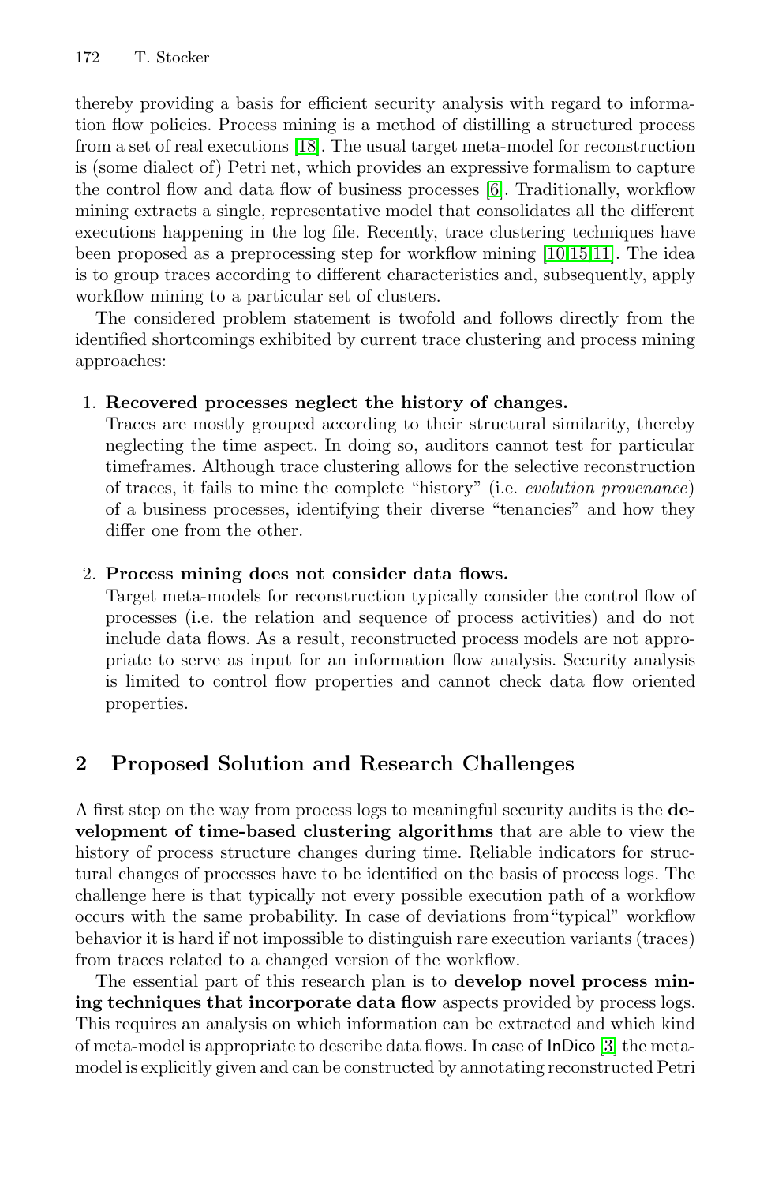thereby providing a basis for efficient security analysis with regard to information flow policies. Process mining is a method of distilling a structured process from a set of real executions [18]. The usual target meta-model for reconstruction is (some dialect of) Petri net, which provides an expressive formalism to capture the control flow and data flow of business processes [6]. Traditionally, workflow mining extracts a single, representative model that consolidates all the different executions happening in the log file. Recently, trace clustering techniques have been proposed as a preprocessing step for workflow mining [10,15,11]. The idea is to group traces according to different characteristics and, subsequently, apply workflow mining to a particular set of clusters.

The considered problem statement is twofold and follows directly from the identified shortcomings exhibited by current trace clustering and process mining approaches:

1. **Recovered processes neglect the history of changes.**
   Traces are mostly grouped according to their structural similarity, thereby neglecting the time aspect. In doing so, auditors cannot test for particular timeframes. Although trace clustering allows for the selective reconstruction of traces, it fails to mine the complete "history" (i.e. *evolution provenance*) of a business processes, identifying their diverse "tenancies" and how they differ one from the other.

2. **Process mining does not consider data flows.**
   Target meta-models for reconstruction typically consider the control flow of processes (i.e. the relation and sequence of process activities) and do not include data flows. As a result, reconstructed process models are not appropriate to serve as input for an information flow analysis. Security analysis is limited to control flow properties and cannot check data flow oriented properties.

## 2 Proposed Solution and Research Challenges

A first step on the way from process logs to meaningful security audits is the **development of time-based clustering algorithms** that are able to view the history of process structure changes during time. Reliable indicators for structural changes of processes have to be identified on the basis of process logs. The challenge here is that typically not every possible execution path of a workflow occurs with the same probability. In case of deviations from "typical" workflow behavior it is hard if not impossible to distinguish rare execution variants (traces) from traces related to a changed version of the workflow.

The essential part of this research plan is to **develop novel process mining techniques that incorporate data flow** aspects provided by process logs. This requires an analysis on which information can be extracted and which kind of meta-model is appropriate to describe data flows. In case of InDico [3] the meta-model is explicitly given and can be constructed by annotating reconstructed Petri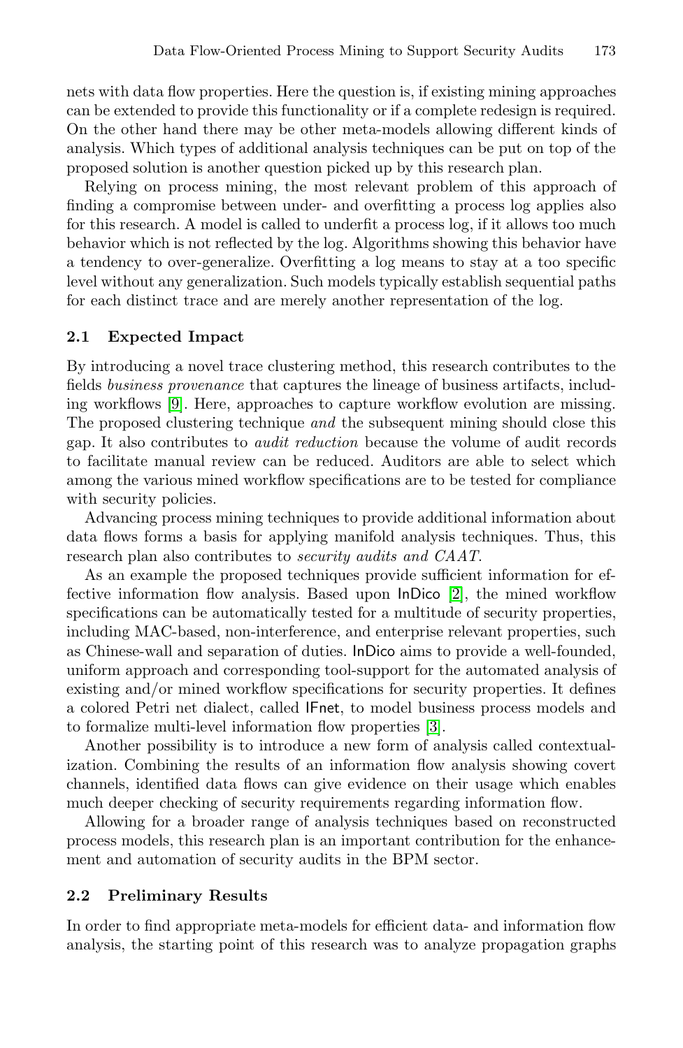nets with data flow properties. Here the question is, if existing mining approaches can be extended to provide this functionality or if a complete redesign is required. On the other hand there may be other meta-models allowing different kinds of analysis. Which types of additional analysis techniques can be put on top of the proposed solution is another question picked up by this research plan.

Relying on process mining, the most relevant problem of this approach of finding a compromise between under- and overfitting a process log applies also for this research. A model is called to underfit a process log, if it allows too much behavior which is not reflected by the log. Algorithms showing this behavior have a tendency to over-generalize. Overfitting a log means to stay at a too specific level without any generalization. Such models typically establish sequential paths for each distinct trace and are merely another representation of the log.

### 2.1 Expected Impact

By introducing a novel trace clustering method, this research contributes to the fields *business provenance* that captures the lineage of business artifacts, including workflows [9]. Here, approaches to capture workflow evolution are missing. The proposed clustering technique *and* the subsequent mining should close this gap. It also contributes to *audit reduction* because the volume of audit records to facilitate manual review can be reduced. Auditors are able to select which among the various mined workflow specifications are to be tested for compliance with security policies.

Advancing process mining techniques to provide additional information about data flows forms a basis for applying manifold analysis techniques. Thus, this research plan also contributes to *security audits and CAAT*.

As an example the proposed techniques provide sufficient information for effective information flow analysis. Based upon InDico [2], the mined workflow specifications can be automatically tested for a multitude of security properties, including MAC-based, non-interference, and enterprise relevant properties, such as Chinese-wall and separation of duties. InDico aims to provide a well-founded, uniform approach and corresponding tool-support for the automated analysis of existing and/or mined workflow specifications for security properties. It defines a colored Petri net dialect, called IFnet, to model business process models and to formalize multi-level information flow properties [3].

Another possibility is to introduce a new form of analysis called contextualization. Combining the results of an information flow analysis showing covert channels, identified data flows can give evidence on their usage which enables much deeper checking of security requirements regarding information flow.

Allowing for a broader range of analysis techniques based on reconstructed process models, this research plan is an important contribution for the enhancement and automation of security audits in the BPM sector.

### 2.2 Preliminary Results

In order to find appropriate meta-models for efficient data- and information flow analysis, the starting point of this research was to analyze propagation graphs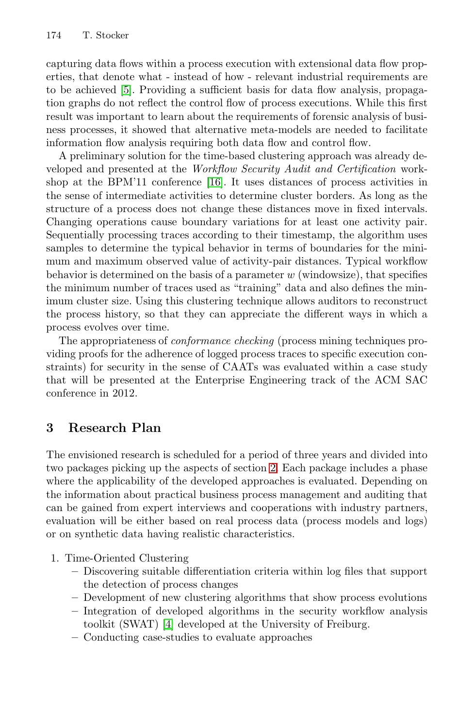capturing data flows within a process execution with extensional data flow properties, that denote what - instead of how - relevant industrial requirements are to be achieved [5]. Providing a sufficient basis for data flow analysis, propagation graphs do not reflect the control flow of process executions. While this first result was important to learn about the requirements of forensic analysis of business processes, it showed that alternative meta-models are needed to facilitate information flow analysis requiring both data flow and control flow.

A preliminary solution for the time-based clustering approach was already developed and presented at the *Workflow Security Audit and Certification* workshop at the BPM'11 conference [16]. It uses distances of process activities in the sense of intermediate activities to determine cluster borders. As long as the structure of a process does not change these distances move in fixed intervals. Changing operations cause boundary variations for at least one activity pair. Sequentially processing traces according to their timestamp, the algorithm uses samples to determine the typical behavior in terms of boundaries for the minimum and maximum observed value of activity-pair distances. Typical workflow behavior is determined on the basis of a parameter $w$ (windowsize), that specifies the minimum number of traces used as "training" data and also defines the minimum cluster size. Using this clustering technique allows auditors to reconstruct the process history, so that they can appreciate the different ways in which a process evolves over time.

The appropriateness of *conformance checking* (process mining techniques providing proofs for the adherence of logged process traces to specific execution constraints) for security in the sense of CAATs was evaluated within a case study that will be presented at the Enterprise Engineering track of the ACM SAC conference in 2012.

## 3 Research Plan

The envisioned research is scheduled for a period of three years and divided into two packages picking up the aspects of section 2. Each package includes a phase where the applicability of the developed approaches is evaluated. Depending on the information about practical business process management and auditing that can be gained from expert interviews and cooperations with industry partners, evaluation will be either based on real process data (process models and logs) or on synthetic data having realistic characteristics.

1. Time-Oriented Clustering
   - Discovering suitable differentiation criteria within log files that support the detection of process changes
   - Development of new clustering algorithms that show process evolutions
   - Integration of developed algorithms in the security workflow analysis toolkit (SWAT) [4] developed at the University of Freiburg.
   - Conducting case-studies to evaluate approaches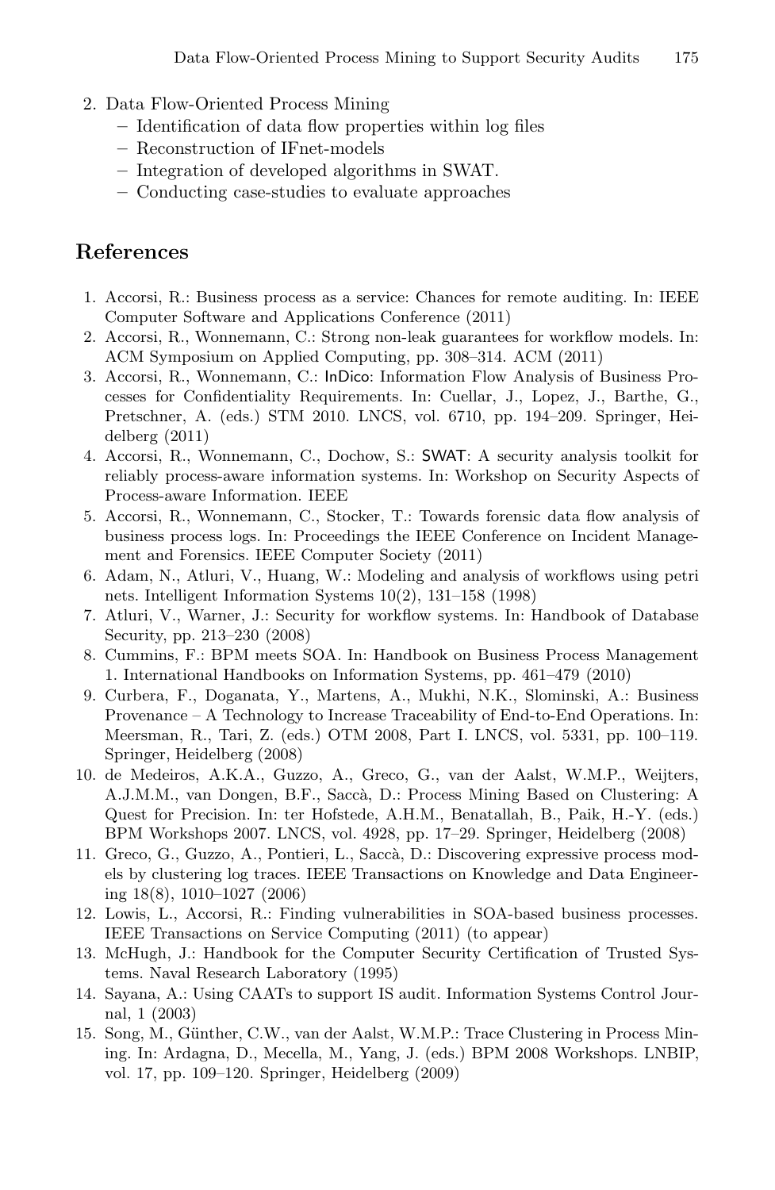2. Data Flow-Oriented Process Mining
   - Identification of data flow properties within log files
   - Reconstruction of IFnet-models
   - Integration of developed algorithms in SWAT.
   - Conducting case-studies to evaluate approaches

## References

1. Accorsi, R.: Business process as a service: Chances for remote auditing. In: IEEE Computer Software and Applications Conference (2011)
2. Accorsi, R., Wonnemann, C.: Strong non-leak guarantees for workflow models. In: ACM Symposium on Applied Computing, pp. 308–314. ACM (2011)
3. Accorsi, R., Wonnemann, C.: InDico: Information Flow Analysis of Business Processes for Confidentiality Requirements. In: Cuellar, J., Lopez, J., Barthe, G., Pretschner, A. (eds.) STM 2010. LNCS, vol. 6710, pp. 194–209. Springer, Heidelberg (2011)
4. Accorsi, R., Wonnemann, C., Dochow, S.: SWAT: A security analysis toolkit for reliably process-aware information systems. In: Workshop on Security Aspects of Process-aware Information. IEEE
5. Accorsi, R., Wonnemann, C., Stocker, T.: Towards forensic data flow analysis of business process logs. In: Proceedings the IEEE Conference on Incident Management and Forensics. IEEE Computer Society (2011)
6. Adam, N., Atluri, V., Huang, W.: Modeling and analysis of workflows using petri nets. Intelligent Information Systems 10(2), 131–158 (1998)
7. Atluri, V., Warner, J.: Security for workflow systems. In: Handbook of Database Security, pp. 213–230 (2008)
8. Cummins, F.: BPM meets SOA. In: Handbook on Business Process Management 1. International Handbooks on Information Systems, pp. 461–479 (2010)
9. Curbera, F., Doganata, Y., Martens, A., Mukhi, N.K., Slominski, A.: Business Provenance – A Technology to Increase Traceability of End-to-End Operations. In: Meersman, R., Tari, Z. (eds.) OTM 2008, Part I. LNCS, vol. 5331, pp. 100–119. Springer, Heidelberg (2008)
10. de Medeiros, A.K.A., Guzzo, A., Greco, G., van der Aalst, W.M.P., Weijters, A.J.M.M., van Dongen, B.F., Saccà, D.: Process Mining Based on Clustering: A Quest for Precision. In: ter Hofstede, A.H.M., Benatallah, B., Paik, H.-Y. (eds.) BPM Workshops 2007. LNCS, vol. 4928, pp. 17–29. Springer, Heidelberg (2008)
11. Greco, G., Guzzo, A., Pontieri, L., Saccà, D.: Discovering expressive process models by clustering log traces. IEEE Transactions on Knowledge and Data Engineering 18(8), 1010–1027 (2006)
12. Lowis, L., Accorsi, R.: Finding vulnerabilities in SOA-based business processes. IEEE Transactions on Service Computing (2011) (to appear)
13. McHugh, J.: Handbook for the Computer Security Certification of Trusted Systems. Naval Research Laboratory (1995)
14. Sayana, A.: Using CAATs to support IS audit. Information Systems Control Journal, 1 (2003)
15. Song, M., Günther, C.W., van der Aalst, W.M.P.: Trace Clustering in Process Mining. In: Ardagna, D., Mecella, M., Yang, J. (eds.) BPM 2008 Workshops. LNBIP, vol. 17, pp. 109–120. Springer, Heidelberg (2009)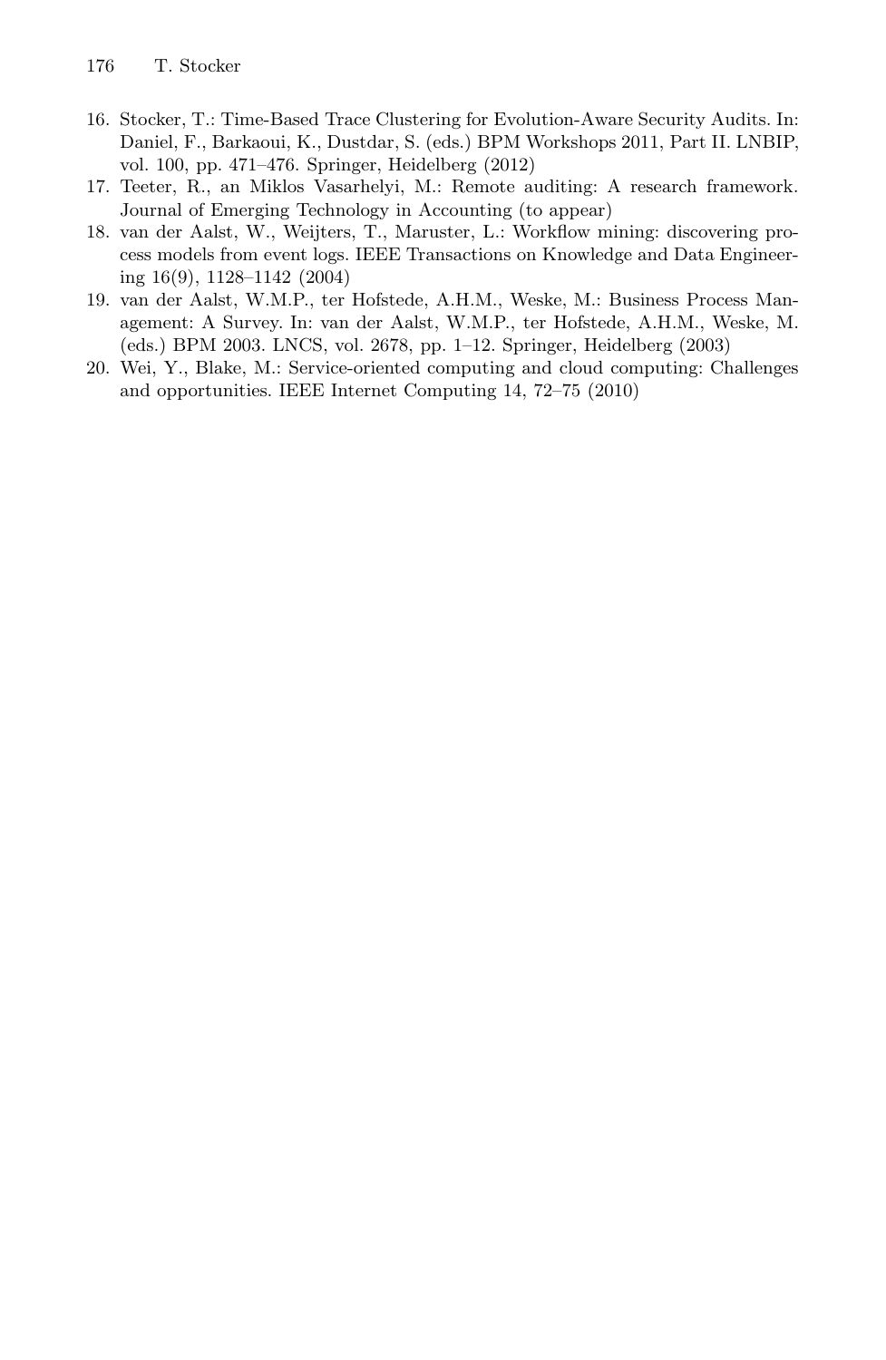16. Stocker, T.: Time-Based Trace Clustering for Evolution-Aware Security Audits. In: Daniel, F., Barkaoui, K., Dustdar, S. (eds.) BPM Workshops 2011, Part II. LNBIP, vol. 100, pp. 471–476. Springer, Heidelberg (2012)
17. Teeter, R., an Miklos Vasarhelyi, M.: Remote auditing: A research framework. Journal of Emerging Technology in Accounting (to appear)
18. van der Aalst, W., Weijters, T., Maruster, L.: Workflow mining: discovering process models from event logs. IEEE Transactions on Knowledge and Data Engineering 16(9), 1128–1142 (2004)
19. van der Aalst, W.M.P., ter Hofstede, A.H.M., Weske, M.: Business Process Management: A Survey. In: van der Aalst, W.M.P., ter Hofstede, A.H.M., Weske, M. (eds.) BPM 2003. LNCS, vol. 2678, pp. 1–12. Springer, Heidelberg (2003)
20. Wei, Y., Blake, M.: Service-oriented computing and cloud computing: Challenges and opportunities. IEEE Internet Computing 14, 72–75 (2010)